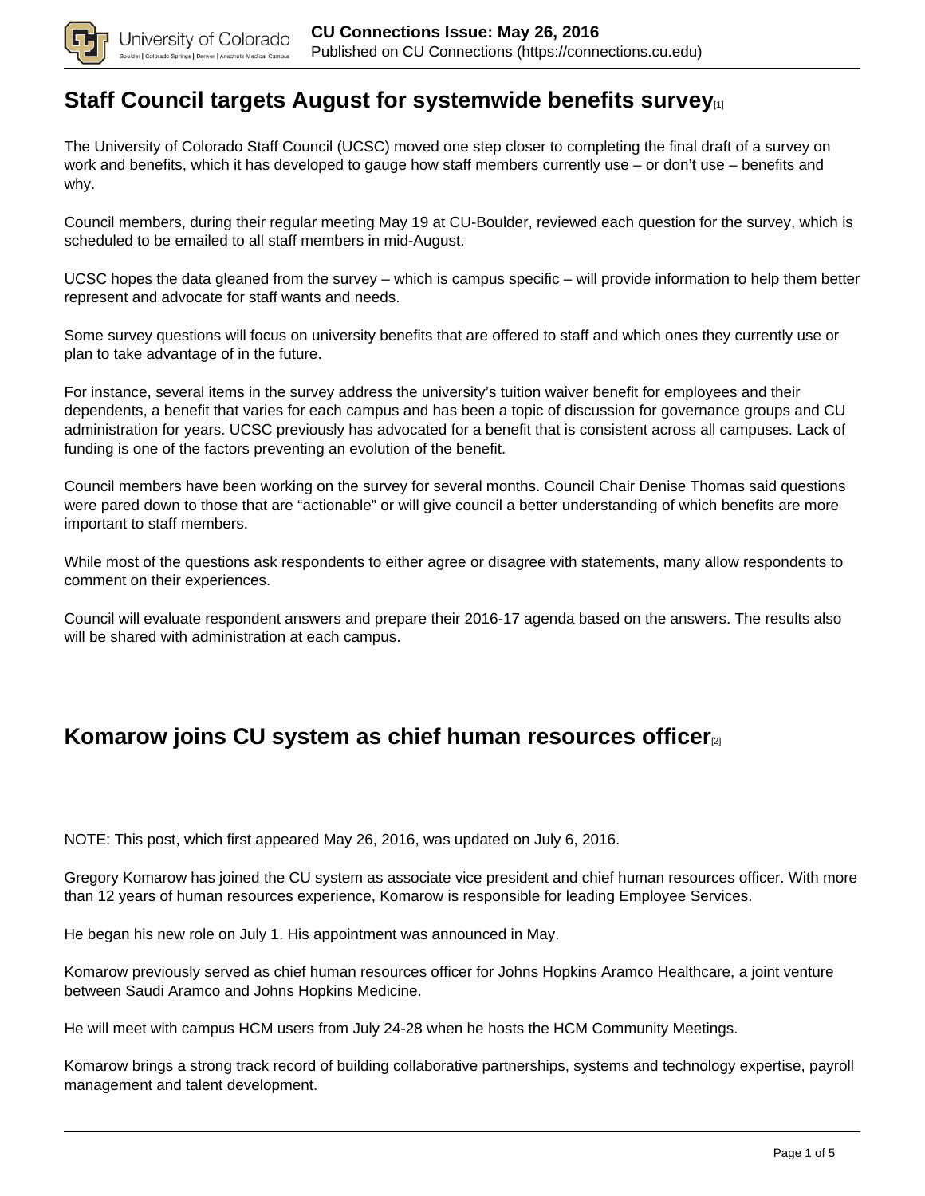## Staff Council targets August for systemwide benefits survey[1]

The University of Colorado Staff Council (UCSC) moved one step closer to completing the final draft of a survey on work and benefits, which it has developed to gauge how staff members currently use – or don't use – benefits and why.

Council members, during their regular meeting May 19 at CU-Boulder, reviewed each question for the survey, which is scheduled to be emailed to all staff members in mid-August.

UCSC hopes the data gleaned from the survey – which is campus specific – will provide information to help them better represent and advocate for staff wants and needs.

Some survey questions will focus on university benefits that are offered to staff and which ones they currently use or plan to take advantage of in the future.

For instance, several items in the survey address the university's tuition waiver benefit for employees and their dependents, a benefit that varies for each campus and has been a topic of discussion for governance groups and CU administration for years. UCSC previously has advocated for a benefit that is consistent across all campuses. Lack of funding is one of the factors preventing an evolution of the benefit.

Council members have been working on the survey for several months. Council Chair Denise Thomas said questions were pared down to those that are "actionable" or will give council a better understanding of which benefits are more important to staff members.

While most of the questions ask respondents to either agree or disagree with statements, many allow respondents to comment on their experiences.

Council will evaluate respondent answers and prepare their 2016-17 agenda based on the answers. The results also will be shared with administration at each campus.

## Komarow joins CU system as chief human resources officer[2]

NOTE: This post, which first appeared May 26, 2016, was updated on July 6, 2016.

Gregory Komarow has joined the CU system as associate vice president and chief human resources officer. With more than 12 years of human resources experience, Komarow is responsible for leading Employee Services.

He began his new role on July 1. His appointment was announced in May.

Komarow previously served as chief human resources officer for Johns Hopkins Aramco Healthcare, a joint venture between Saudi Aramco and Johns Hopkins Medicine.

He will meet with campus HCM users from July 24-28 when he hosts the HCM Community Meetings.

Komarow brings a strong track record of building collaborative partnerships, systems and technology expertise, payroll management and talent development.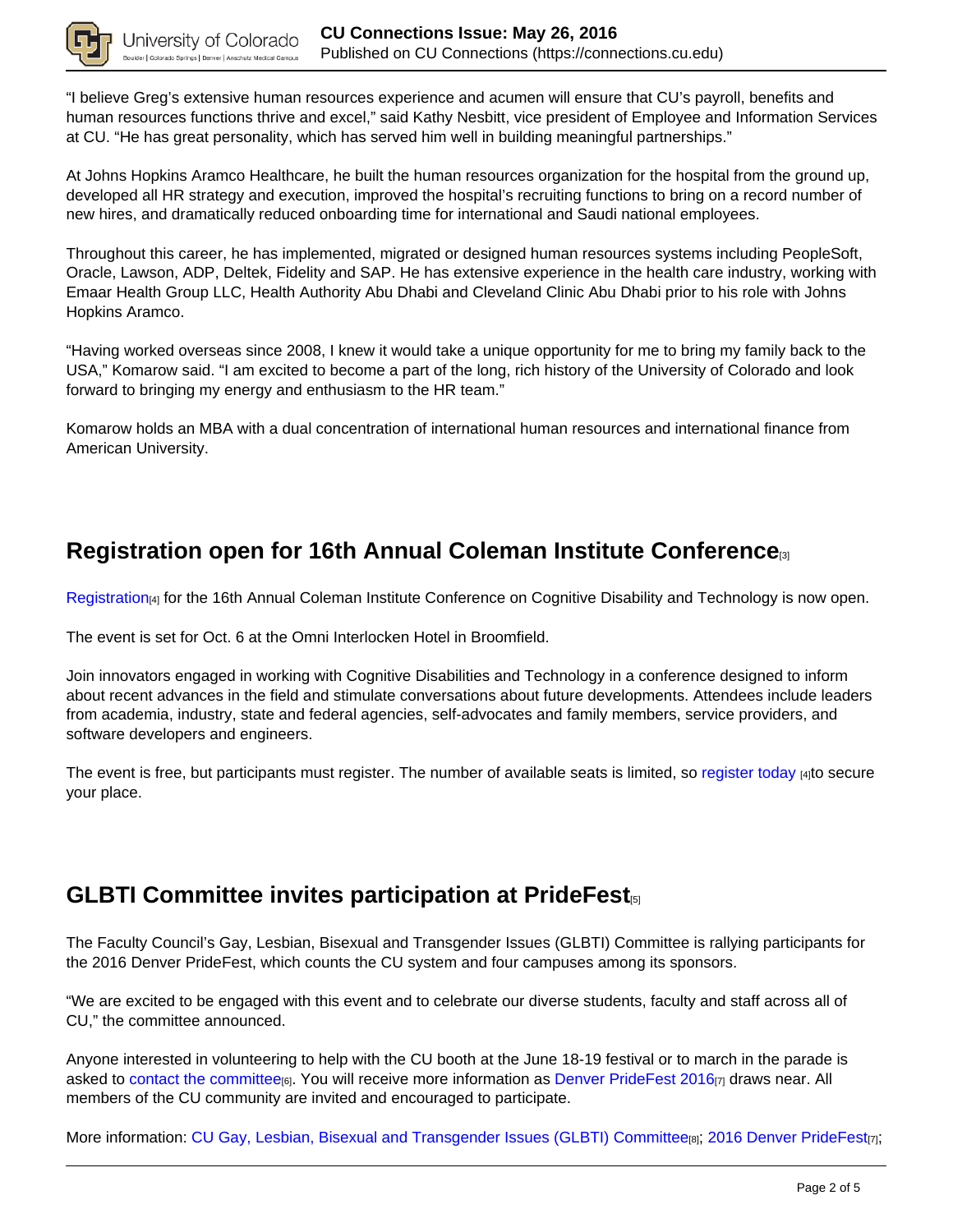"I believe Greg's extensive human resources experience and acumen will ensure that CU's payroll, benefits and human resources functions thrive and excel," said Kathy Nesbitt, vice president of Employee and Information Services at CU. "He has great personality, which has served him well in building meaningful partnerships."

At Johns Hopkins Aramco Healthcare, he built the human resources organization for the hospital from the ground up, developed all HR strategy and execution, improved the hospital's recruiting functions to bring on a record number of new hires, and dramatically reduced onboarding time for international and Saudi national employees.

Throughout this career, he has implemented, migrated or designed human resources systems including PeopleSoft, Oracle, Lawson, ADP, Deltek, Fidelity and SAP. He has extensive experience in the health care industry, working with Emaar Health Group LLC, Health Authority Abu Dhabi and Cleveland Clinic Abu Dhabi prior to his role with Johns Hopkins Aramco.

"Having worked overseas since 2008, I knew it would take a unique opportunity for me to bring my family back to the USA," Komarow said. "I am excited to become a part of the long, rich history of the University of Colorado and look forward to bringing my energy and enthusiasm to the HR team."

Komarow holds an MBA with a dual concentration of international human resources and international finance from American University.

## Registration open for 16th Annual Coleman Institute Conference[3]

Registration[4] for the 16th Annual Coleman Institute Conference on Cognitive Disability and Technology is now open.

The event is set for Oct. 6 at the Omni Interlocken Hotel in Broomfield.

Join innovators engaged in working with Cognitive Disabilities and Technology in a conference designed to inform about recent advances in the field and stimulate conversations about future developments. Attendees include leaders from academia, industry, state and federal agencies, self-advocates and family members, service providers, and software developers and engineers.

The event is free, but participants must register. The number of available seats is limited, so register today [4]to secure your place.

## GLBTI Committee invites participation at PrideFest[5]

The Faculty Council's Gay, Lesbian, Bisexual and Transgender Issues (GLBTI) Committee is rallying participants for the 2016 Denver PrideFest, which counts the CU system and four campuses among its sponsors.

"We are excited to be engaged with this event and to celebrate our diverse students, faculty and staff across all of CU," the committee announced.

Anyone interested in volunteering to help with the CU booth at the June 18-19 festival or to march in the parade is asked to contact the committee[6]. You will receive more information as Denver PrideFest 2016[7] draws near. All members of the CU community are invited and encouraged to participate.

More information: CU Gay, Lesbian, Bisexual and Transgender Issues (GLBTI) Committee[8]; 2016 Denver PrideFest[7];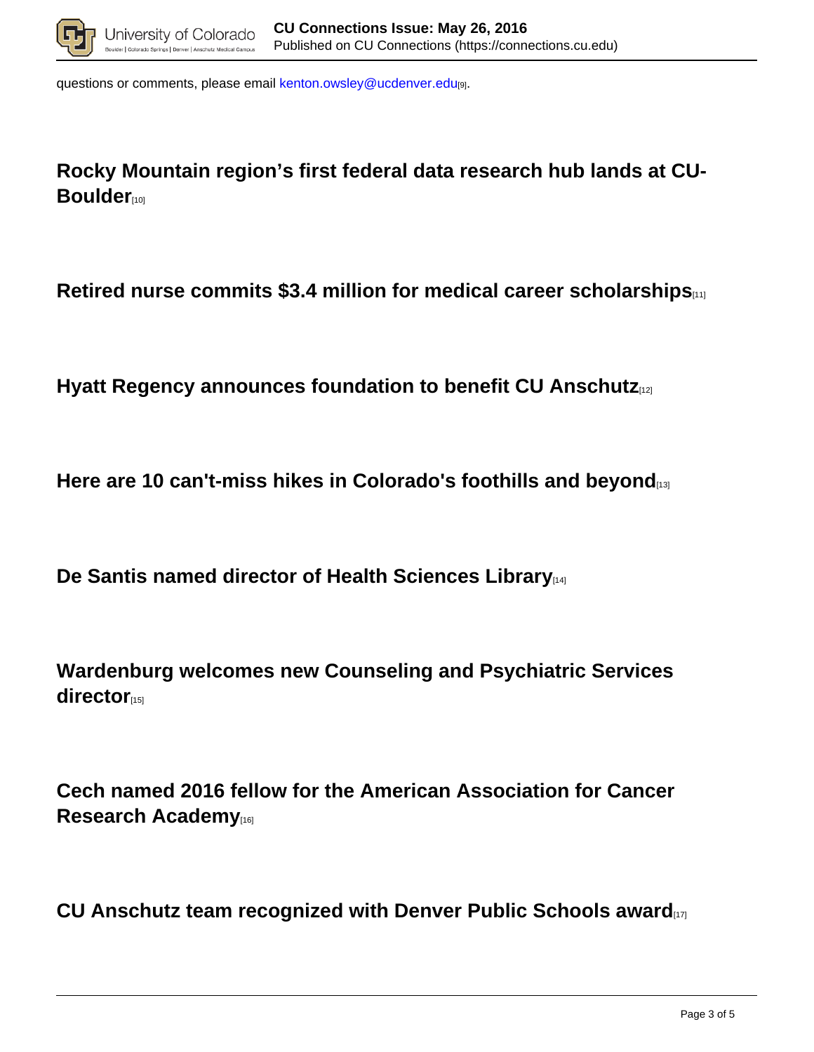questions or comments, please email kenton.owsley@ucdenver.edu[9].

## Rocky Mountain region's first federal data research hub lands at CU-Boulder[10]

## Retired nurse commits $3.4 million for medical career scholarships[11]

## Hyatt Regency announces foundation to benefit CU Anschutz[12]

## Here are 10 can't-miss hikes in Colorado's foothills and beyond[13]

## De Santis named director of Health Sciences Library[14]

## Wardenburg welcomes new Counseling and Psychiatric Services director[15]

## Cech named 2016 fellow for the American Association for Cancer Research Academy[16]

## CU Anschutz team recognized with Denver Public Schools award[17]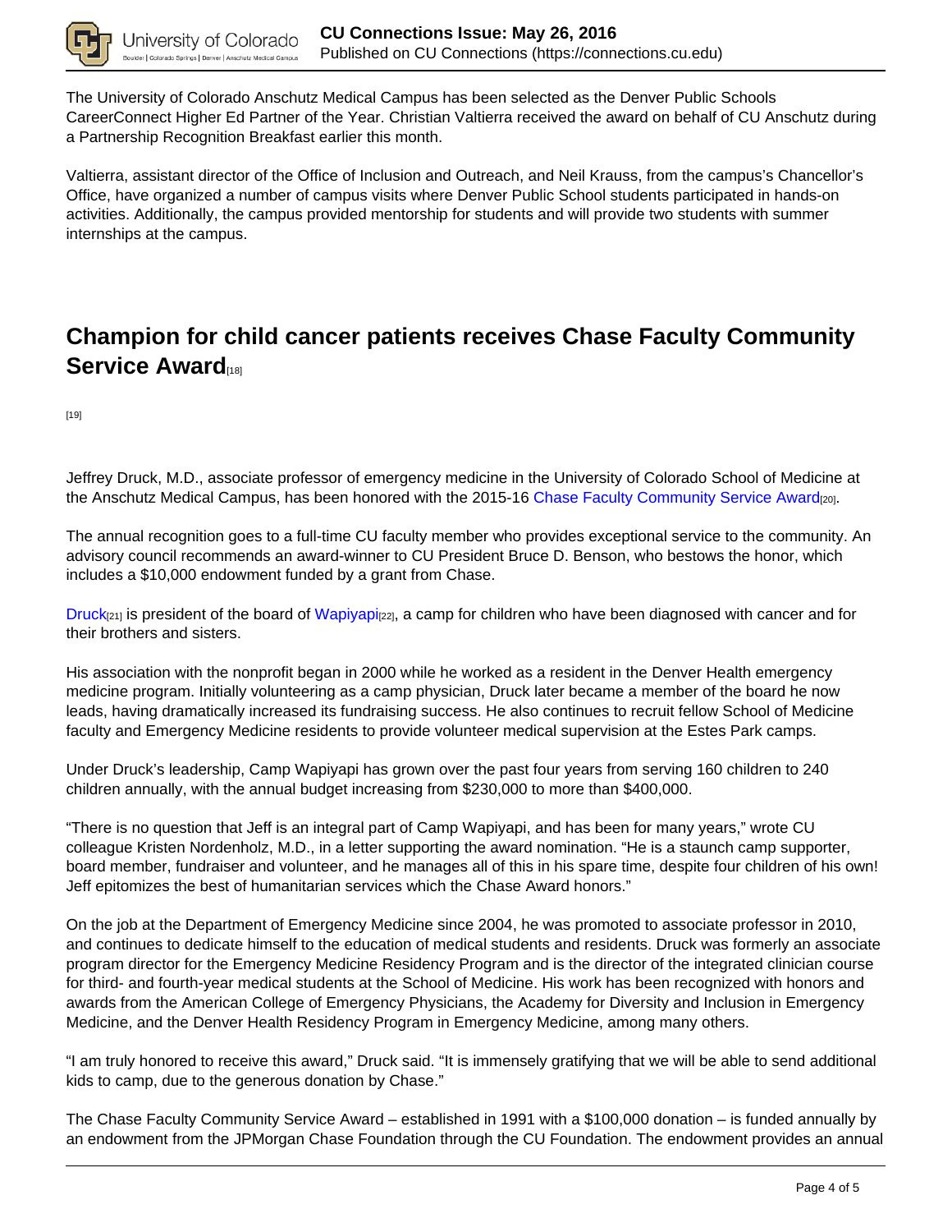The University of Colorado Anschutz Medical Campus has been selected as the Denver Public Schools CareerConnect Higher Ed Partner of the Year. Christian Valtierra received the award on behalf of CU Anschutz during a Partnership Recognition Breakfast earlier this month.

Valtierra, assistant director of the Office of Inclusion and Outreach, and Neil Krauss, from the campus's Chancellor's Office, have organized a number of campus visits where Denver Public School students participated in hands-on activities. Additionally, the campus provided mentorship for students and will provide two students with summer internships at the campus.

## Champion for child cancer patients receives Chase Faculty Community Service Award[18]

[19]

Jeffrey Druck, M.D., associate professor of emergency medicine in the University of Colorado School of Medicine at the Anschutz Medical Campus, has been honored with the 2015-16 Chase Faculty Community Service Award[20].

The annual recognition goes to a full-time CU faculty member who provides exceptional service to the community. An advisory council recommends an award-winner to CU President Bruce D. Benson, who bestows the honor, which includes a $10,000 endowment funded by a grant from Chase.

Druck[21] is president of the board of Wapiyapi[22], a camp for children who have been diagnosed with cancer and for their brothers and sisters.

His association with the nonprofit began in 2000 while he worked as a resident in the Denver Health emergency medicine program. Initially volunteering as a camp physician, Druck later became a member of the board he now leads, having dramatically increased its fundraising success. He also continues to recruit fellow School of Medicine faculty and Emergency Medicine residents to provide volunteer medical supervision at the Estes Park camps.

Under Druck's leadership, Camp Wapiyapi has grown over the past four years from serving 160 children to 240 children annually, with the annual budget increasing from $230,000 to more than $400,000.

"There is no question that Jeff is an integral part of Camp Wapiyapi, and has been for many years," wrote CU colleague Kristen Nordenholz, M.D., in a letter supporting the award nomination. "He is a staunch camp supporter, board member, fundraiser and volunteer, and he manages all of this in his spare time, despite four children of his own! Jeff epitomizes the best of humanitarian services which the Chase Award honors."

On the job at the Department of Emergency Medicine since 2004, he was promoted to associate professor in 2010, and continues to dedicate himself to the education of medical students and residents. Druck was formerly an associate program director for the Emergency Medicine Residency Program and is the director of the integrated clinician course for third- and fourth-year medical students at the School of Medicine. His work has been recognized with honors and awards from the American College of Emergency Physicians, the Academy for Diversity and Inclusion in Emergency Medicine, and the Denver Health Residency Program in Emergency Medicine, among many others.

"I am truly honored to receive this award," Druck said. "It is immensely gratifying that we will be able to send additional kids to camp, due to the generous donation by Chase."

The Chase Faculty Community Service Award – established in 1991 with a $100,000 donation – is funded annually by an endowment from the JPMorgan Chase Foundation through the CU Foundation. The endowment provides an annual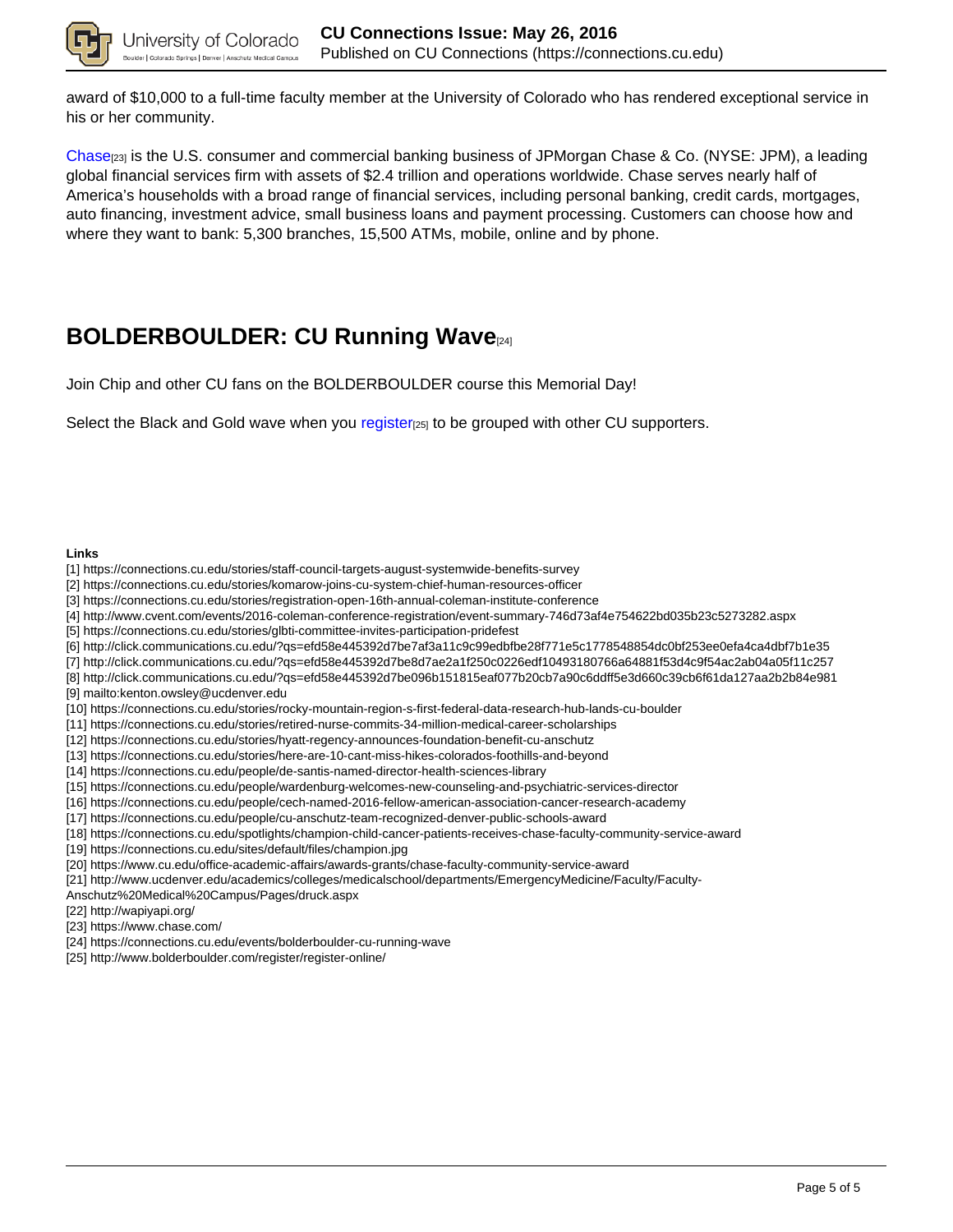award of $10,000 to a full-time faculty member at the University of Colorado who has rendered exceptional service in his or her community.

Chase[23] is the U.S. consumer and commercial banking business of JPMorgan Chase & Co. (NYSE: JPM), a leading global financial services firm with assets of $2.4 trillion and operations worldwide. Chase serves nearly half of America's households with a broad range of financial services, including personal banking, credit cards, mortgages, auto financing, investment advice, small business loans and payment processing. Customers can choose how and where they want to bank: 5,300 branches, 15,500 ATMs, mobile, online and by phone.

## BOLDERBOULDER: CU Running Wave[24]

Join Chip and other CU fans on the BOLDERBOULDER course this Memorial Day!

Select the Black and Gold wave when you register[25] to be grouped with other CU supporters.

**Links**

[1] https://connections.cu.edu/stories/staff-council-targets-august-systemwide-benefits-survey
[2] https://connections.cu.edu/stories/komarow-joins-cu-system-chief-human-resources-officer
[3] https://connections.cu.edu/stories/registration-open-16th-annual-coleman-institute-conference
[4] http://www.cvent.com/events/2016-coleman-conference-registration/event-summary-746d73af4e754622bd035b23c5273282.aspx
[5] https://connections.cu.edu/stories/glbti-committee-invites-participation-pridefest
[6] http://click.communications.cu.edu/?qs=efd58e445392d7be7af3a11c9c99edbfbe28f771e5c1778548854dc0bf253ee0efa4ca4dbf7b1e35
[7] http://click.communications.cu.edu/?qs=efd58e445392d7be8d7ae2a1f250c0226edf10493180766a64881f53d4c9f54ac2ab04a05f11c257
[8] http://click.communications.cu.edu/?qs=efd58e445392d7be096b151815eaf077b20cb7a90c6ddff5e3d660c39cb6f61da127aa2b2b84e981
[9] mailto:kenton.owsley@ucdenver.edu
[10] https://connections.cu.edu/stories/rocky-mountain-region-s-first-federal-data-research-hub-lands-cu-boulder
[11] https://connections.cu.edu/stories/retired-nurse-commits-34-million-medical-career-scholarships
[12] https://connections.cu.edu/stories/hyatt-regency-announces-foundation-benefit-cu-anschutz
[13] https://connections.cu.edu/stories/here-are-10-cant-miss-hikes-colorados-foothills-and-beyond
[14] https://connections.cu.edu/people/de-santis-named-director-health-sciences-library
[15] https://connections.cu.edu/people/wardenburg-welcomes-new-counseling-and-psychiatric-services-director
[16] https://connections.cu.edu/people/cech-named-2016-fellow-american-association-cancer-research-academy
[17] https://connections.cu.edu/people/cu-anschutz-team-recognized-denver-public-schools-award
[18] https://connections.cu.edu/spotlights/champion-child-cancer-patients-receives-chase-faculty-community-service-award
[19] https://connections.cu.edu/sites/default/files/champion.jpg
[20] https://www.cu.edu/office-academic-affairs/awards-grants/chase-faculty-community-service-award
[21] http://www.ucdenver.edu/academics/colleges/medicalschool/departments/EmergencyMedicine/Faculty/Faculty-Anschutz%20Medical%20Campus/Pages/druck.aspx
[22] http://wapiyapi.org/
[23] https://www.chase.com/
[24] https://connections.cu.edu/events/bolderboulder-cu-running-wave
[25] http://www.bolderboulder.com/register/register-online/